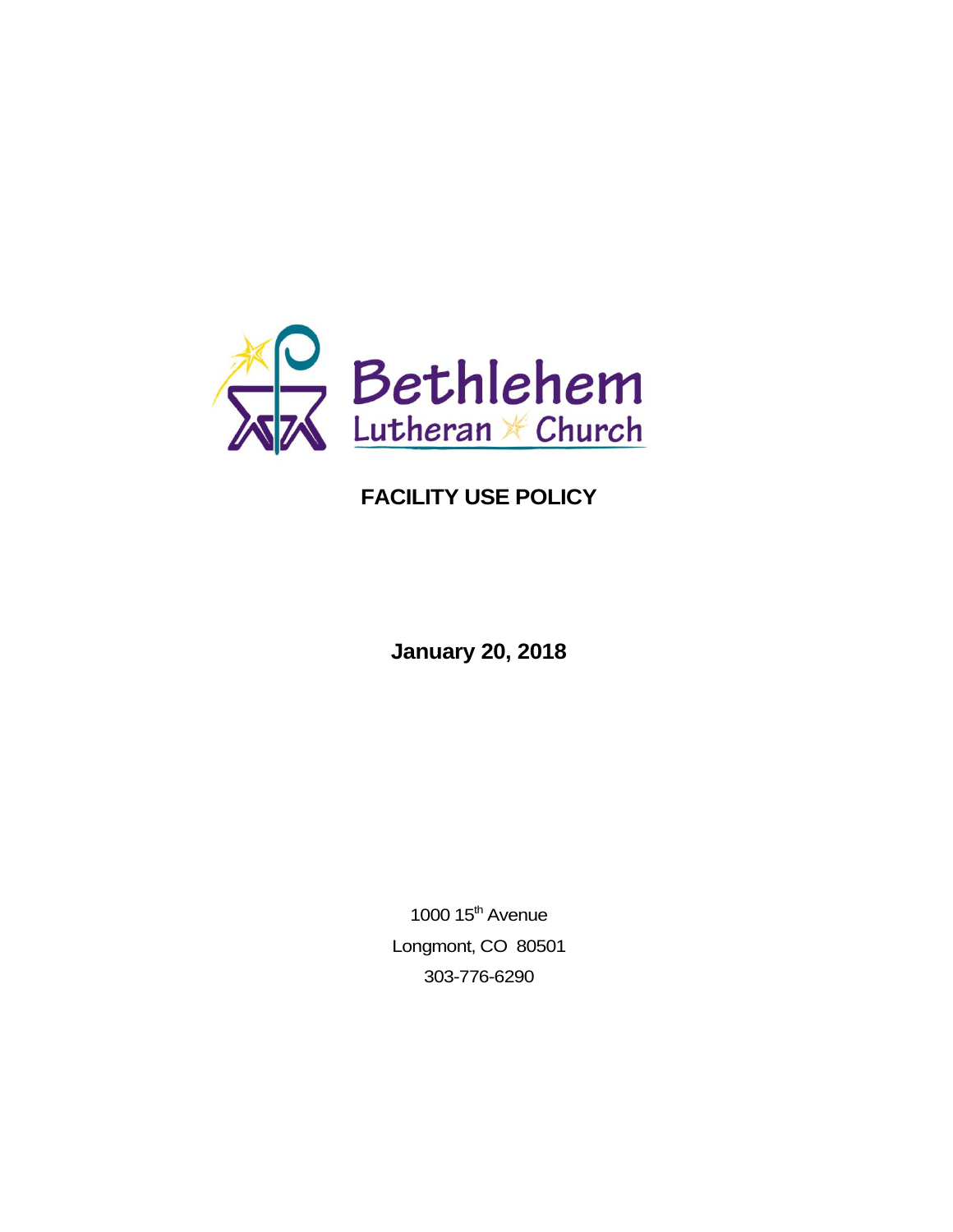Bethlehem Lutheran Church

# FACILITY USE POLICY

**January 20, 2018**

1000 15th Avenue

Longmont, CO 80501

303-776-6290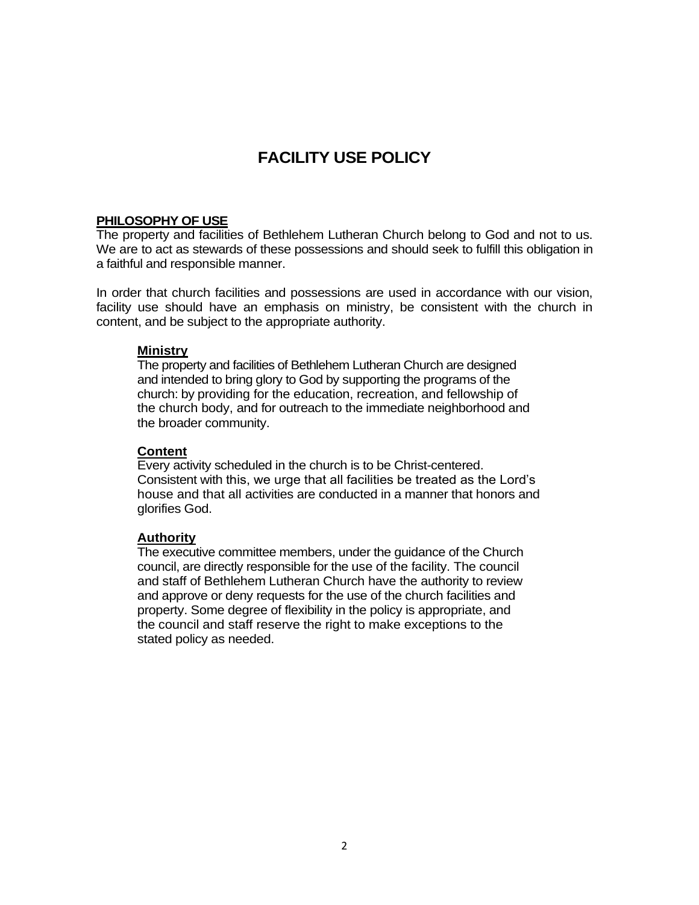# FACILITY USE POLICY

## PHILOSOPHY OF USE

The property and facilities of Bethlehem Lutheran Church belong to God and not to us. We are to act as stewards of these possessions and should seek to fulfill this obligation in a faithful and responsible manner.

In order that church facilities and possessions are used in accordance with our vision, facility use should have an emphasis on ministry, be consistent with the church in content, and be subject to the appropriate authority.

### Ministry

The property and facilities of Bethlehem Lutheran Church are designed and intended to bring glory to God by supporting the programs of the church: by providing for the education, recreation, and fellowship of the church body, and for outreach to the immediate neighborhood and the broader community.

### Content

Every activity scheduled in the church is to be Christ-centered. Consistent with this, we urge that all facilities be treated as the Lord's house and that all activities are conducted in a manner that honors and glorifies God.

### Authority

The executive committee members, under the guidance of the Church council, are directly responsible for the use of the facility. The council and staff of Bethlehem Lutheran Church have the authority to review and approve or deny requests for the use of the church facilities and property. Some degree of flexibility in the policy is appropriate, and the council and staff reserve the right to make exceptions to the stated policy as needed.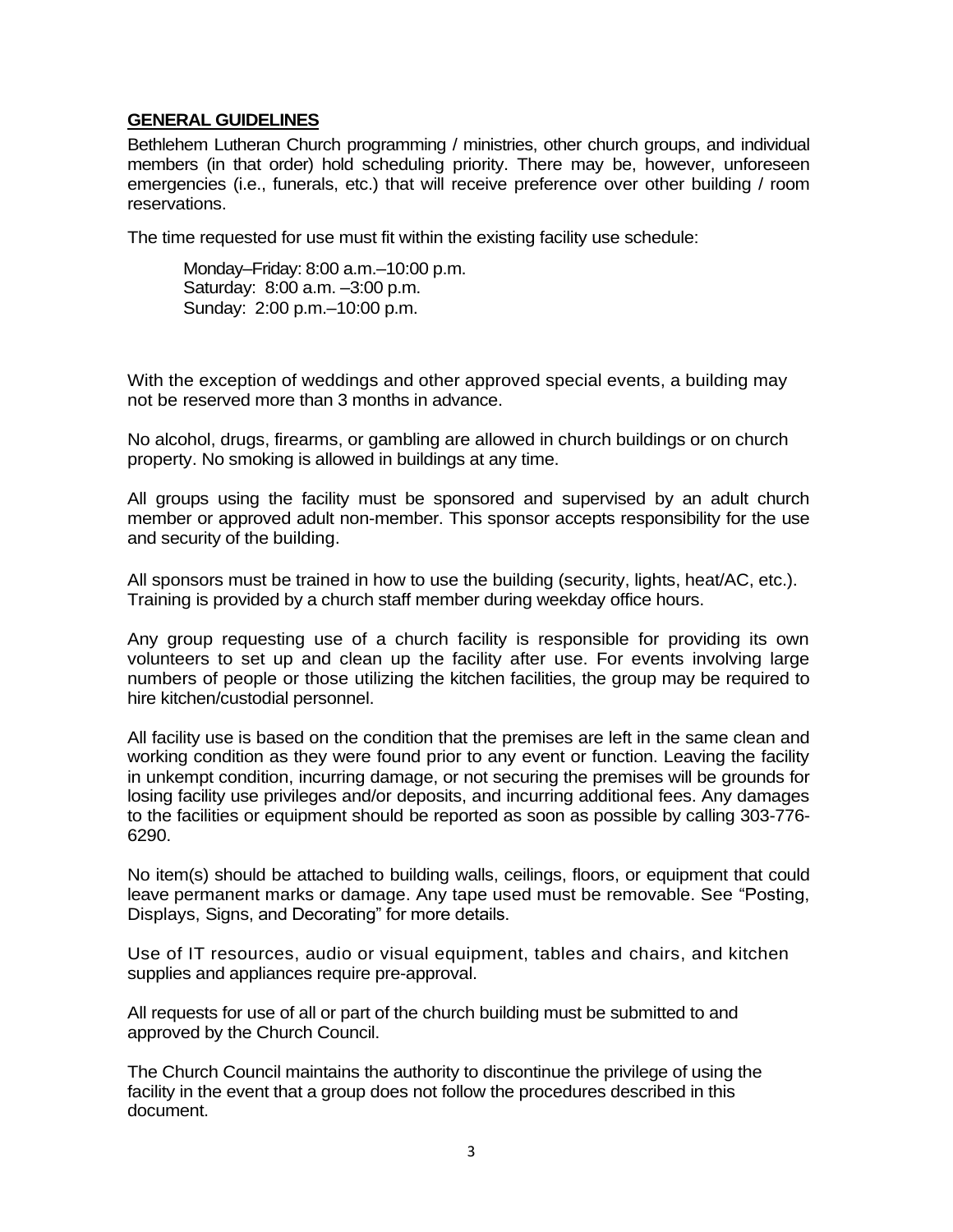## GENERAL GUIDELINES

Bethlehem Lutheran Church programming / ministries, other church groups, and individual members (in that order) hold scheduling priority. There may be, however, unforeseen emergencies (i.e., funerals, etc.) that will receive preference over other building / room reservations.

The time requested for use must fit within the existing facility use schedule:

Monday–Friday: 8:00 a.m.–10:00 p.m.
Saturday: 8:00 a.m. –3:00 p.m.
Sunday: 2:00 p.m.–10:00 p.m.

With the exception of weddings and other approved special events, a building may not be reserved more than 3 months in advance.

No alcohol, drugs, firearms, or gambling are allowed in church buildings or on church property. No smoking is allowed in buildings at any time.

All groups using the facility must be sponsored and supervised by an adult church member or approved adult non-member. This sponsor accepts responsibility for the use and security of the building.

All sponsors must be trained in how to use the building (security, lights, heat/AC, etc.). Training is provided by a church staff member during weekday office hours.

Any group requesting use of a church facility is responsible for providing its own volunteers to set up and clean up the facility after use. For events involving large numbers of people or those utilizing the kitchen facilities, the group may be required to hire kitchen/custodial personnel.

All facility use is based on the condition that the premises are left in the same clean and working condition as they were found prior to any event or function. Leaving the facility in unkempt condition, incurring damage, or not securing the premises will be grounds for losing facility use privileges and/or deposits, and incurring additional fees. Any damages to the facilities or equipment should be reported as soon as possible by calling 303-776-6290.

No item(s) should be attached to building walls, ceilings, floors, or equipment that could leave permanent marks or damage. Any tape used must be removable. See "Posting, Displays, Signs, and Decorating" for more details.

Use of IT resources, audio or visual equipment, tables and chairs, and kitchen supplies and appliances require pre-approval.

All requests for use of all or part of the church building must be submitted to and approved by the Church Council.

The Church Council maintains the authority to discontinue the privilege of using the facility in the event that a group does not follow the procedures described in this document.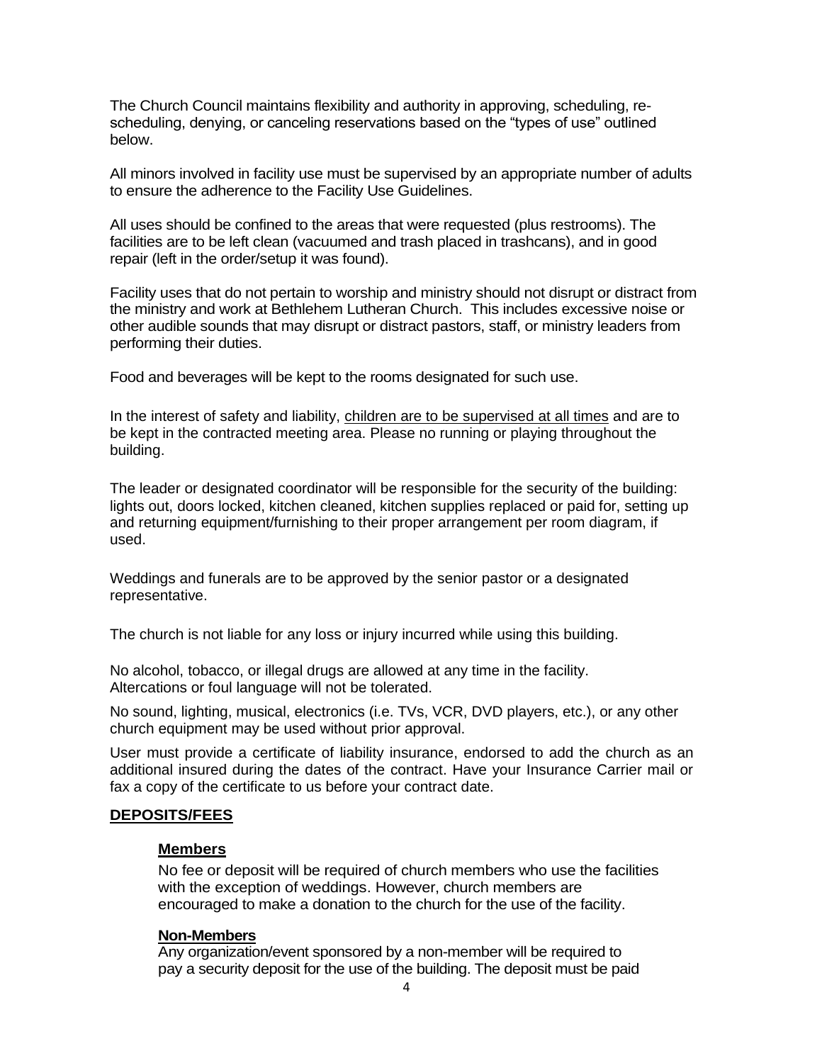The Church Council maintains flexibility and authority in approving, scheduling, re-scheduling, denying, or canceling reservations based on the "types of use" outlined below.

All minors involved in facility use must be supervised by an appropriate number of adults to ensure the adherence to the Facility Use Guidelines.

All uses should be confined to the areas that were requested (plus restrooms). The facilities are to be left clean (vacuumed and trash placed in trashcans), and in good repair (left in the order/setup it was found).

Facility uses that do not pertain to worship and ministry should not disrupt or distract from the ministry and work at Bethlehem Lutheran Church. This includes excessive noise or other audible sounds that may disrupt or distract pastors, staff, or ministry leaders from performing their duties.

Food and beverages will be kept to the rooms designated for such use.

In the interest of safety and liability, children are to be supervised at all times and are to be kept in the contracted meeting area. Please no running or playing throughout the building.

The leader or designated coordinator will be responsible for the security of the building: lights out, doors locked, kitchen cleaned, kitchen supplies replaced or paid for, setting up and returning equipment/furnishing to their proper arrangement per room diagram, if used.

Weddings and funerals are to be approved by the senior pastor or a designated representative.

The church is not liable for any loss or injury incurred while using this building.

No alcohol, tobacco, or illegal drugs are allowed at any time in the facility. Altercations or foul language will not be tolerated.

No sound, lighting, musical, electronics (i.e. TVs, VCR, DVD players, etc.), or any other church equipment may be used without prior approval.

User must provide a certificate of liability insurance, endorsed to add the church as an additional insured during the dates of the contract. Have your Insurance Carrier mail or fax a copy of the certificate to us before your contract date.

## DEPOSITS/FEES

### Members

No fee or deposit will be required of church members who use the facilities with the exception of weddings. However, church members are encouraged to make a donation to the church for the use of the facility.

### Non-Members

Any organization/event sponsored by a non-member will be required to pay a security deposit for the use of the building. The deposit must be paid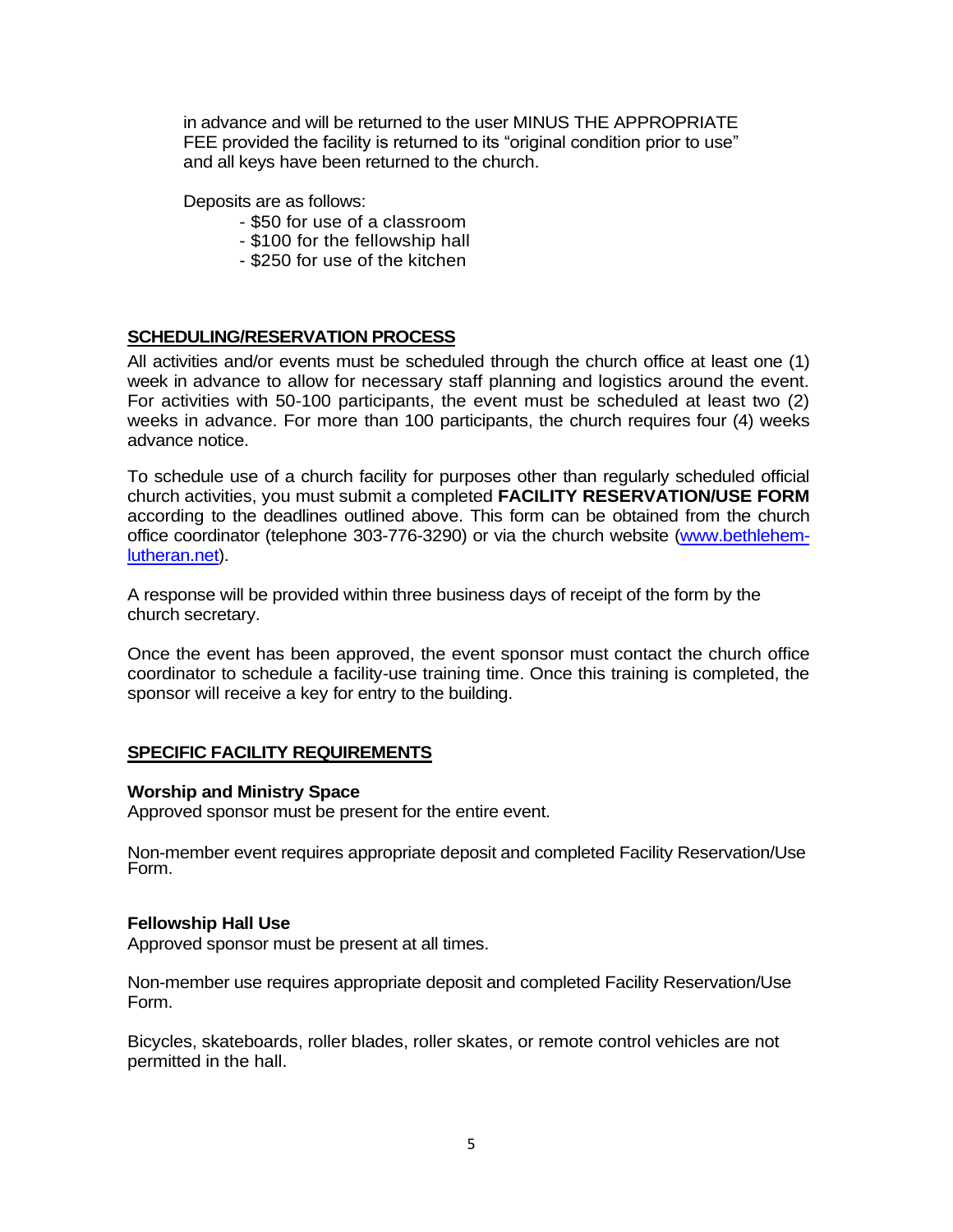in advance and will be returned to the user MINUS THE APPROPRIATE FEE provided the facility is returned to its "original condition prior to use" and all keys have been returned to the church.

Deposits are as follows:

- $50 for use of a classroom
- $100 for the fellowship hall
- $250 for use of the kitchen

## SCHEDULING/RESERVATION PROCESS

All activities and/or events must be scheduled through the church office at least one (1) week in advance to allow for necessary staff planning and logistics around the event. For activities with 50-100 participants, the event must be scheduled at least two (2) weeks in advance. For more than 100 participants, the church requires four (4) weeks advance notice.

To schedule use of a church facility for purposes other than regularly scheduled official church activities, you must submit a completed **FACILITY RESERVATION/USE FORM** according to the deadlines outlined above. This form can be obtained from the church office coordinator (telephone 303-776-3290) or via the church website ([www.bethlehem-lutheran.net](www.bethlehem-lutheran.net)).

A response will be provided within three business days of receipt of the form by the church secretary.

Once the event has been approved, the event sponsor must contact the church office coordinator to schedule a facility-use training time. Once this training is completed, the sponsor will receive a key for entry to the building.

## SPECIFIC FACILITY REQUIREMENTS

### Worship and Ministry Space

Approved sponsor must be present for the entire event.

Non-member event requires appropriate deposit and completed Facility Reservation/Use Form.

### Fellowship Hall Use

Approved sponsor must be present at all times.

Non-member use requires appropriate deposit and completed Facility Reservation/Use Form.

Bicycles, skateboards, roller blades, roller skates, or remote control vehicles are not permitted in the hall.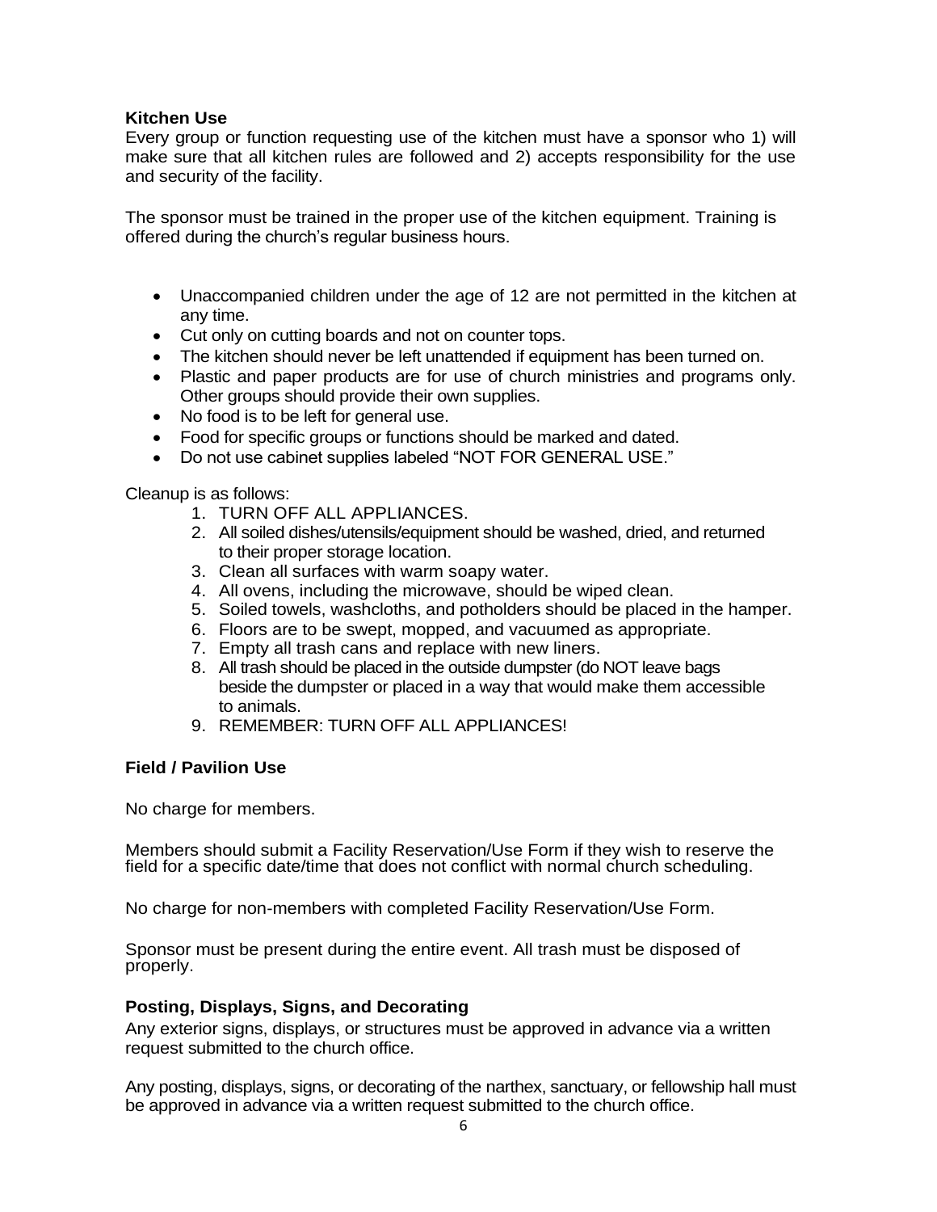### Kitchen Use

Every group or function requesting use of the kitchen must have a sponsor who 1) will make sure that all kitchen rules are followed and 2) accepts responsibility for the use and security of the facility.

The sponsor must be trained in the proper use of the kitchen equipment. Training is offered during the church's regular business hours.

- Unaccompanied children under the age of 12 are not permitted in the kitchen at any time.
- Cut only on cutting boards and not on counter tops.
- The kitchen should never be left unattended if equipment has been turned on.
- Plastic and paper products are for use of church ministries and programs only. Other groups should provide their own supplies.
- No food is to be left for general use.
- Food for specific groups or functions should be marked and dated.
- Do not use cabinet supplies labeled "NOT FOR GENERAL USE."

Cleanup is as follows:

1. TURN OFF ALL APPLIANCES.
2. All soiled dishes/utensils/equipment should be washed, dried, and returned to their proper storage location.
3. Clean all surfaces with warm soapy water.
4. All ovens, including the microwave, should be wiped clean.
5. Soiled towels, washcloths, and potholders should be placed in the hamper.
6. Floors are to be swept, mopped, and vacuumed as appropriate.
7. Empty all trash cans and replace with new liners.
8. All trash should be placed in the outside dumpster (do NOT leave bags beside the dumpster or placed in a way that would make them accessible to animals.
9. REMEMBER: TURN OFF ALL APPLIANCES!

### Field / Pavilion Use

No charge for members.

Members should submit a Facility Reservation/Use Form if they wish to reserve the field for a specific date/time that does not conflict with normal church scheduling.

No charge for non-members with completed Facility Reservation/Use Form.

Sponsor must be present during the entire event. All trash must be disposed of properly.

### Posting, Displays, Signs, and Decorating

Any exterior signs, displays, or structures must be approved in advance via a written request submitted to the church office.

Any posting, displays, signs, or decorating of the narthex, sanctuary, or fellowship hall must be approved in advance via a written request submitted to the church office.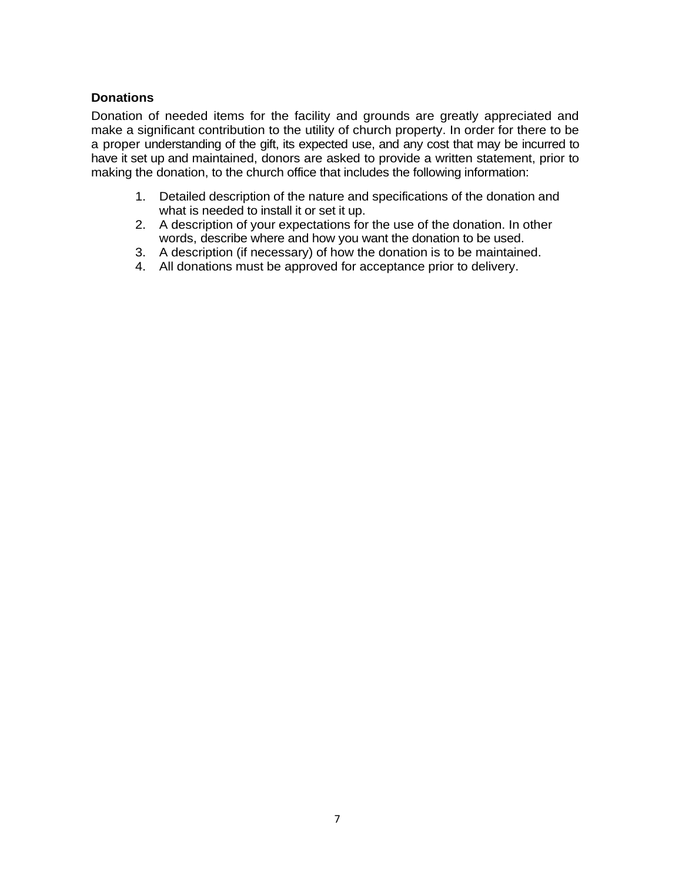**Donations**

Donation of needed items for the facility and grounds are greatly appreciated and make a significant contribution to the utility of church property. In order for there to be a proper understanding of the gift, its expected use, and any cost that may be incurred to have it set up and maintained, donors are asked to provide a written statement, prior to making the donation, to the church office that includes the following information:

1. Detailed description of the nature and specifications of the donation and what is needed to install it or set it up.
2. A description of your expectations for the use of the donation. In other words, describe where and how you want the donation to be used.
3. A description (if necessary) of how the donation is to be maintained.
4. All donations must be approved for acceptance prior to delivery.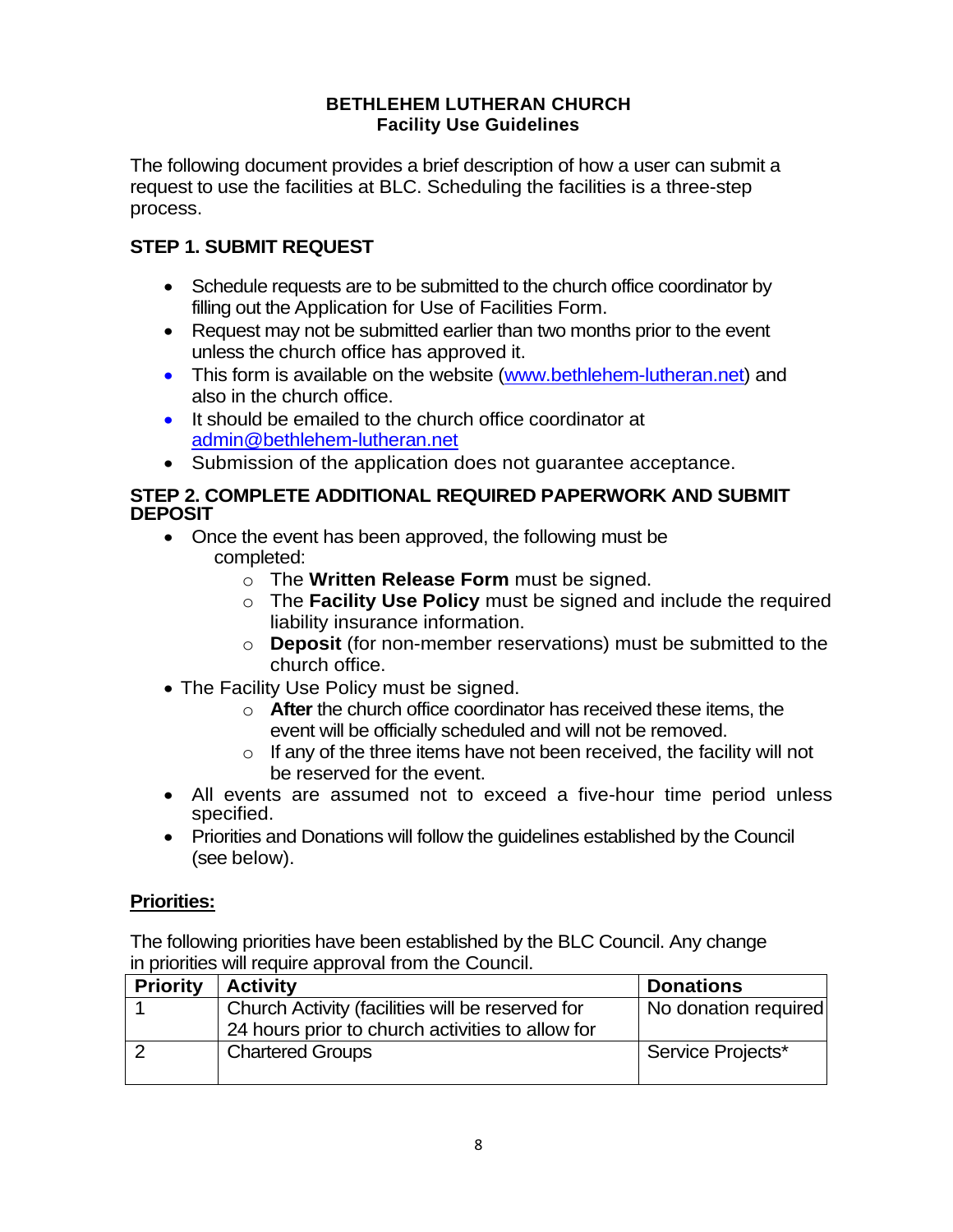**BETHLEHEM LUTHERAN CHURCH**
**Facility Use Guidelines**

The following document provides a brief description of how a user can submit a request to use the facilities at BLC. Scheduling the facilities is a three-step process.

## STEP 1. SUBMIT REQUEST

- Schedule requests are to be submitted to the church office coordinator by filling out the Application for Use of Facilities Form.
- Request may not be submitted earlier than two months prior to the event unless the church office has approved it.
- This form is available on the website ([www.bethlehem-lutheran.net](http://www.bethlehem-lutheran.net)) and also in the church office.
- It should be emailed to the church office coordinator at [admin@bethlehem-lutheran.net](mailto:admin@bethlehem-lutheran.net)
- Submission of the application does not guarantee acceptance.

## STEP 2. COMPLETE ADDITIONAL REQUIRED PAPERWORK AND SUBMIT DEPOSIT

- Once the event has been approved, the following must be completed:
  - The **Written Release Form** must be signed.
  - The **Facility Use Policy** must be signed and include the required liability insurance information.
  - **Deposit** (for non-member reservations) must be submitted to the church office.
- The Facility Use Policy must be signed.
  - **After** the church office coordinator has received these items, the event will be officially scheduled and will not be removed.
  - If any of the three items have not been received, the facility will not be reserved for the event.
- All events are assumed not to exceed a five-hour time period unless specified.
- Priorities and Donations will follow the guidelines established by the Council (see below).

**<u>Priorities:</u>**

The following priorities have been established by the BLC Council. Any change in priorities will require approval from the Council.

| Priority | Activity | Donations |
|---|---|---|
| 1 | Church Activity (facilities will be reserved for 24 hours prior to church activities to allow for | No donation required |
| 2 | Chartered Groups | Service Projects* |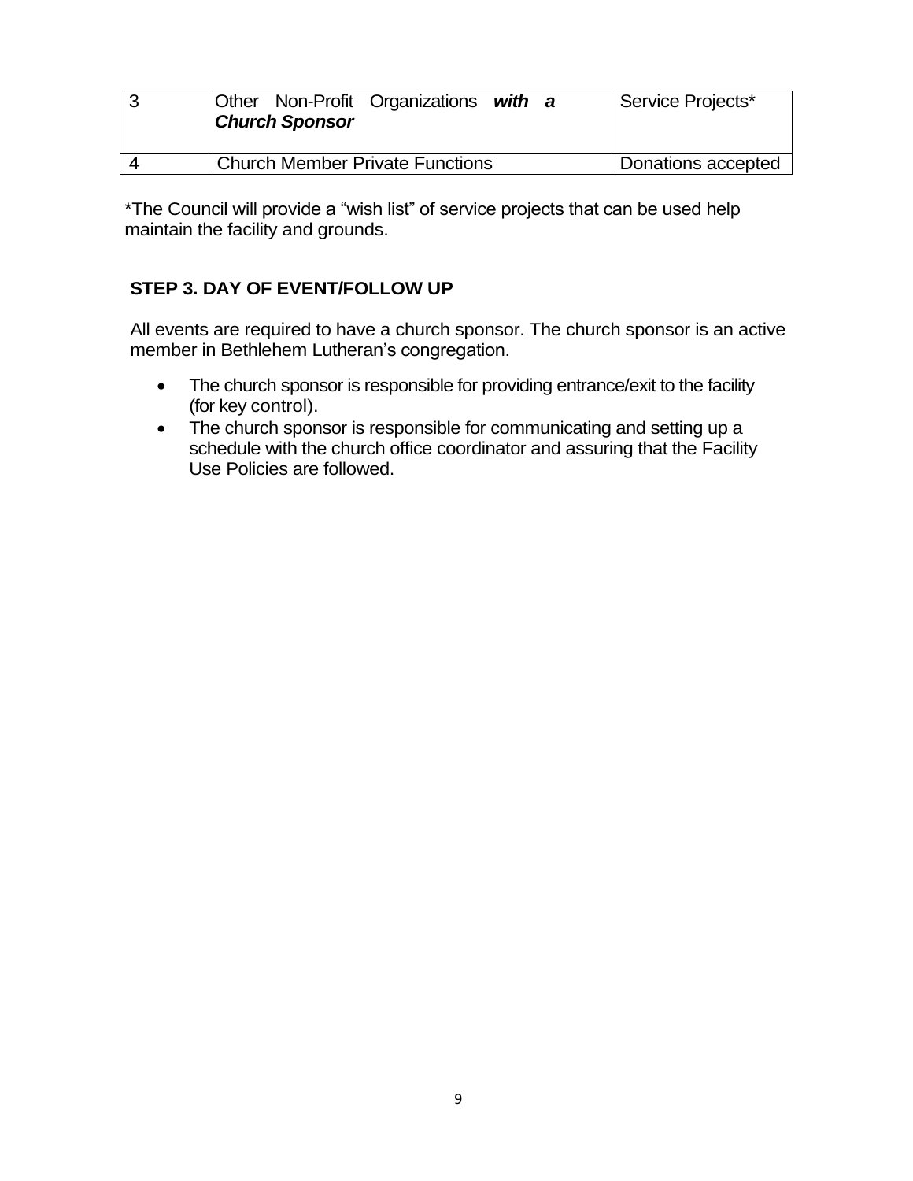| 3 | Other Non-Profit Organizations ***with a Church Sponsor*** | Service Projects* |
|---|---|---|
| 4 | Church Member Private Functions | Donations accepted |

*The Council will provide a “wish list” of service projects that can be used help maintain the facility and grounds.

**STEP 3. DAY OF EVENT/FOLLOW UP**

All events are required to have a church sponsor. The church sponsor is an active member in Bethlehem Lutheran’s congregation.

- The church sponsor is responsible for providing entrance/exit to the facility (for key control).
- The church sponsor is responsible for communicating and setting up a schedule with the church office coordinator and assuring that the Facility Use Policies are followed.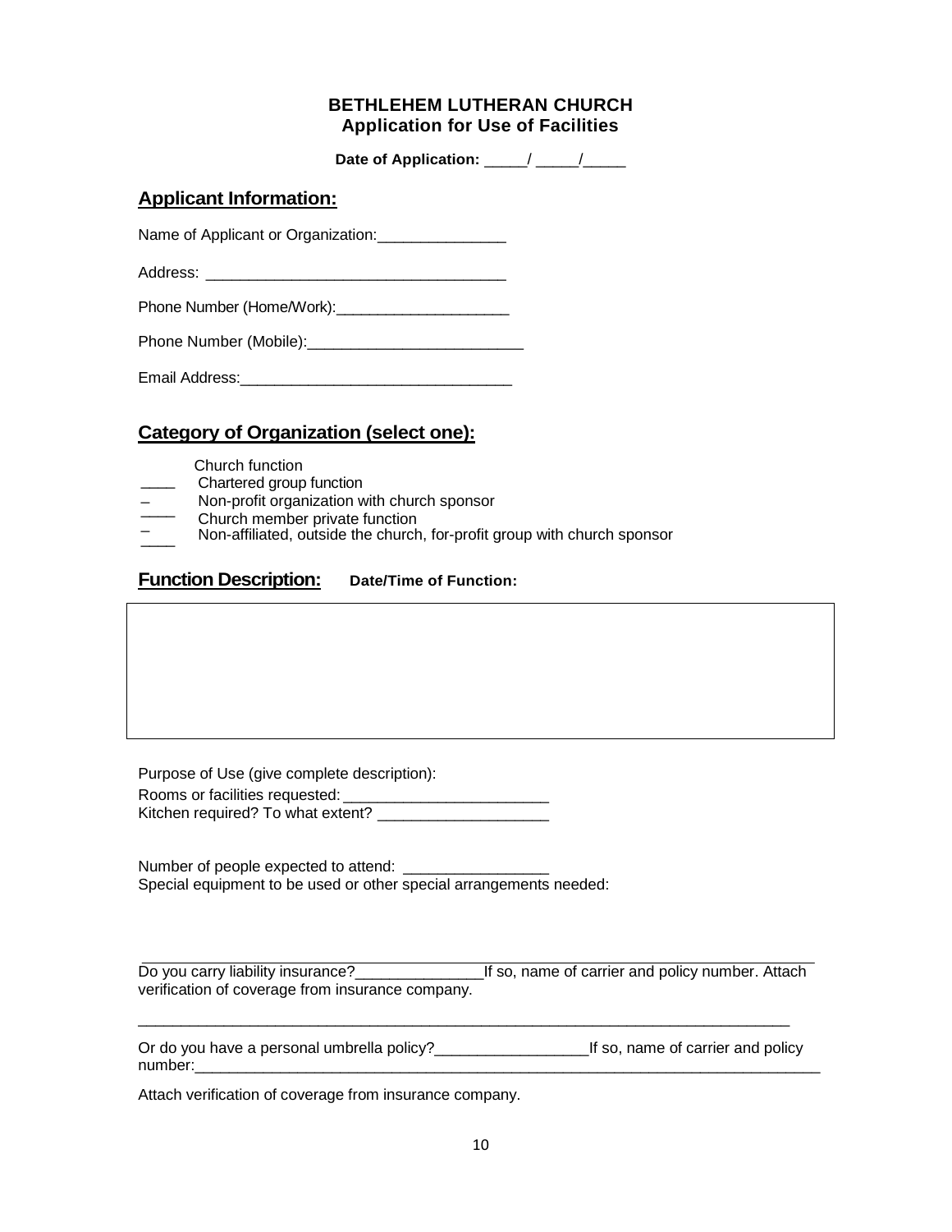# BETHLEHEM LUTHERAN CHURCH
## Application for Use of Facilities

**Date of Application:** _____/ _____/_____

## Applicant Information:

Name of Applicant or Organization:_______________

Address: ___________________________________

Phone Number (Home/Work):____________________

Phone Number (Mobile):_________________________

Email Address:_______________________________

## Category of Organization (select one):

____ Church function
____ Chartered group function
____ Non-profit organization with church sponsor
____ Church member private function
____ Non-affiliated, outside the church, for-profit group with church sponsor

## Function Description: **Date/Time of Function:**

Purpose of Use (give complete description):

Rooms or facilities requested: ________________________

Kitchen required? To what extent? ____________________

Number of people expected to attend: _________________

Special equipment to be used or other special arrangements needed:

_______________________________________________________________________________

Do you carry liability insurance?_______________If so, name of carrier and policy number. Attach verification of coverage from insurance company.

_______________________________________________________________________________

Or do you have a personal umbrella policy?__________________If so, name of carrier and policy number:_____________________________________________________________________________

Attach verification of coverage from insurance company.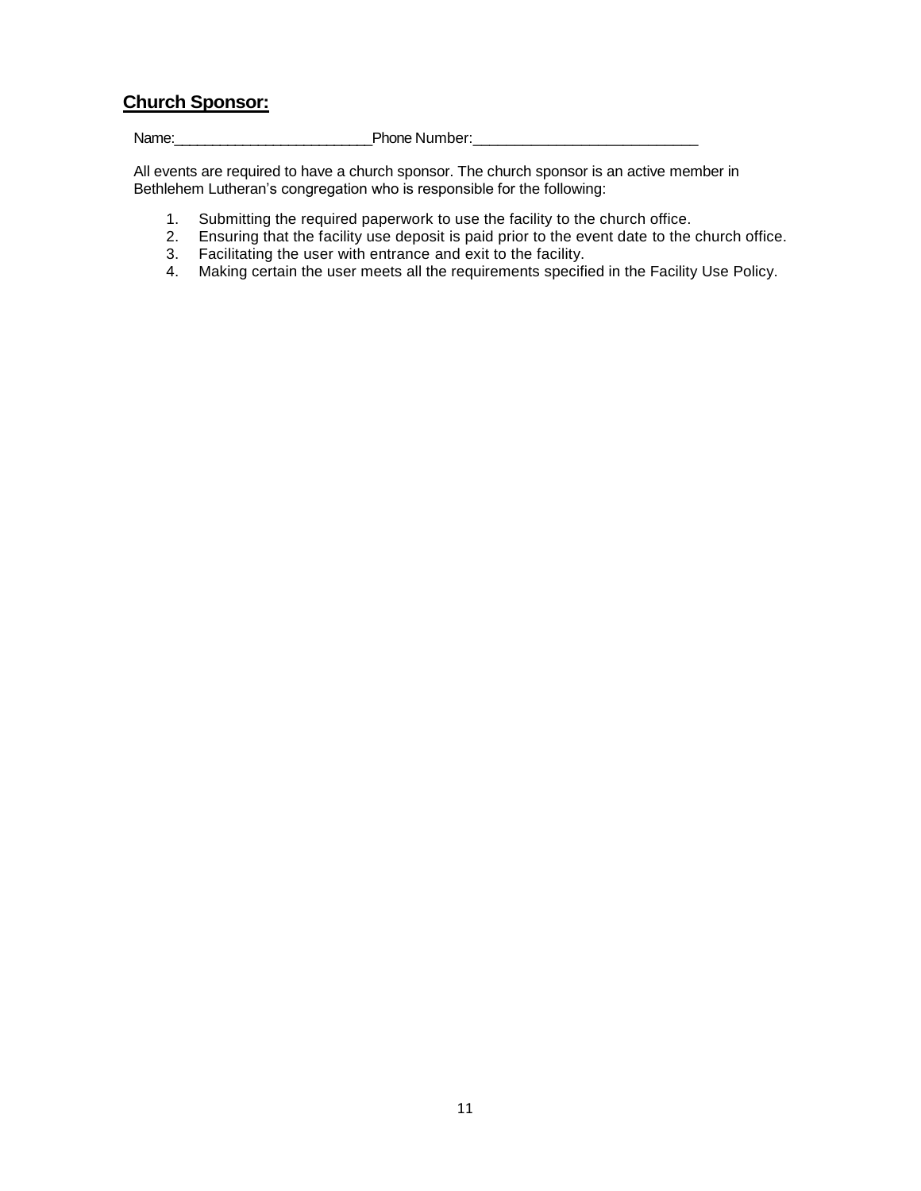## Church Sponsor:

Name:_________________________Phone Number:_____________________________

All events are required to have a church sponsor. The church sponsor is an active member in Bethlehem Lutheran's congregation who is responsible for the following:

1. Submitting the required paperwork to use the facility to the church office.
2. Ensuring that the facility use deposit is paid prior to the event date to the church office.
3. Facilitating the user with entrance and exit to the facility.
4. Making certain the user meets all the requirements specified in the Facility Use Policy.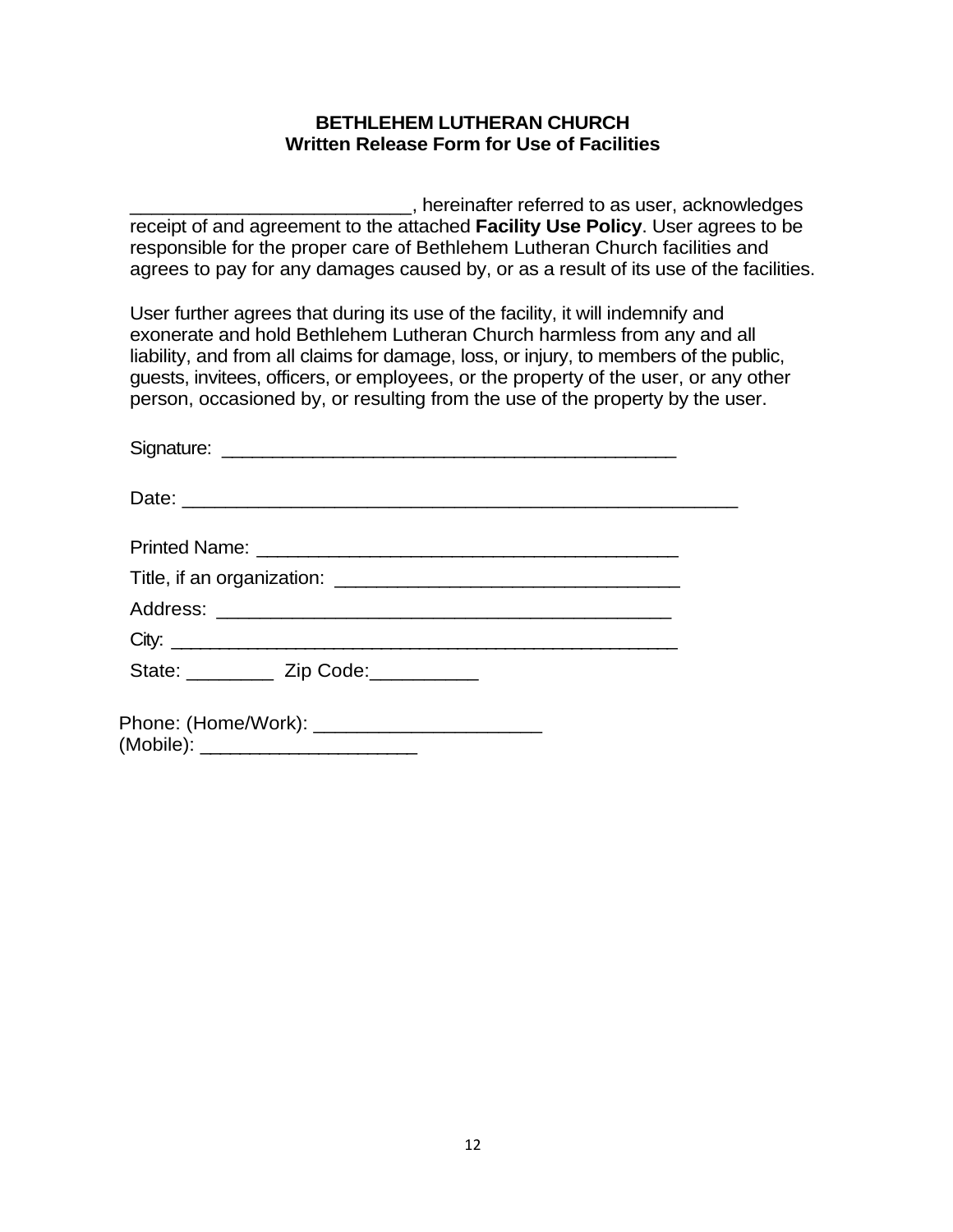**BETHLEHEM LUTHERAN CHURCH**
**Written Release Form for Use of Facilities**

__________________________, hereinafter referred to as user, acknowledges receipt of and agreement to the attached **Facility Use Policy**. User agrees to be responsible for the proper care of Bethlehem Lutheran Church facilities and agrees to pay for any damages caused by, or as a result of its use of the facilities.

User further agrees that during its use of the facility, it will indemnify and exonerate and hold Bethlehem Lutheran Church harmless from any and all liability, and from all claims for damage, loss, or injury, to members of the public, guests, invitees, officers, or employees, or the property of the user, or any other person, occasioned by, or resulting from the use of the property by the user.

Signature: _____________________________________________

Date: _______________________________________________________

Printed Name: __________________________________________

Title, if an organization: _________________________________

Address: ____________________________________________

City: _________________________________________________

State: ________ Zip Code:__________

Phone: (Home/Work): _____________________
(Mobile): ____________________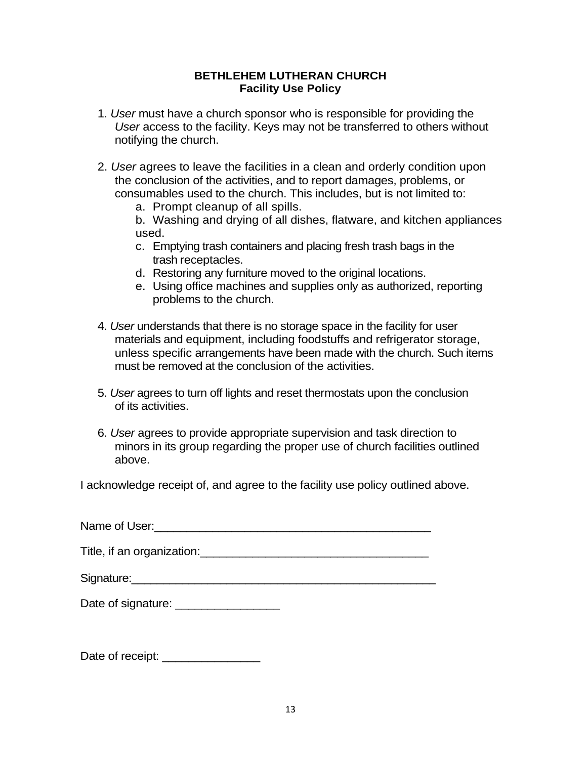**BETHLEHEM LUTHERAN CHURCH**
**Facility Use Policy**

1. *User* must have a church sponsor who is responsible for providing the *User* access to the facility. Keys may not be transferred to others without notifying the church.

2. *User* agrees to leave the facilities in a clean and orderly condition upon the conclusion of the activities, and to report damages, problems, or consumables used to the church. This includes, but is not limited to:
   a. Prompt cleanup of all spills.
   b. Washing and drying of all dishes, flatware, and kitchen appliances used.
   c. Emptying trash containers and placing fresh trash bags in the trash receptacles.
   d. Restoring any furniture moved to the original locations.
   e. Using office machines and supplies only as authorized, reporting problems to the church.

4. *User* understands that there is no storage space in the facility for user materials and equipment, including foodstuffs and refrigerator storage, unless specific arrangements have been made with the church. Such items must be removed at the conclusion of the activities.

5. *User* agrees to turn off lights and reset thermostats upon the conclusion of its activities.

6. *User* agrees to provide appropriate supervision and task direction to minors in its group regarding the proper use of church facilities outlined above.

I acknowledge receipt of, and agree to the facility use policy outlined above.

Name of User:____________________________________________

Title, if an organization:___________________________________

Signature:_______________________________________________

Date of signature: ________________

Date of receipt: _______________